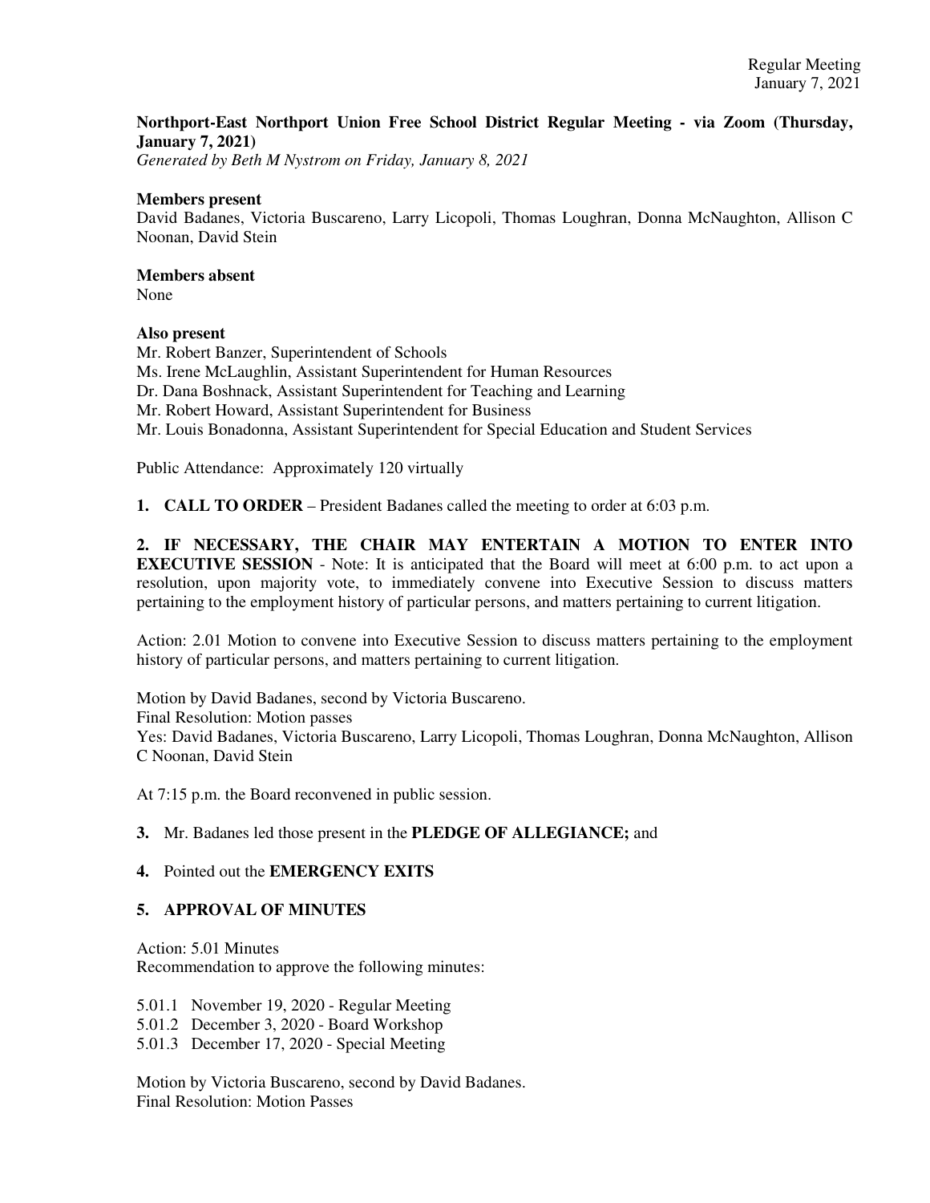**Northport-East Northport Union Free School District Regular Meeting - via Zoom (Thursday, January 7, 2021)**
*Generated by Beth M Nystrom on Friday, January 8, 2021*

**Members present**
David Badanes, Victoria Buscareno, Larry Licopoli, Thomas Loughran, Donna McNaughton, Allison C Noonan, David Stein

**Members absent**
None

**Also present**
Mr. Robert Banzer, Superintendent of Schools
Ms. Irene McLaughlin, Assistant Superintendent for Human Resources
Dr. Dana Boshnack, Assistant Superintendent for Teaching and Learning
Mr. Robert Howard, Assistant Superintendent for Business
Mr. Louis Bonadonna, Assistant Superintendent for Special Education and Student Services

Public Attendance: Approximately 120 virtually

**1. CALL TO ORDER** – President Badanes called the meeting to order at 6:03 p.m.

**2. IF NECESSARY, THE CHAIR MAY ENTERTAIN A MOTION TO ENTER INTO EXECUTIVE SESSION** - Note: It is anticipated that the Board will meet at 6:00 p.m. to act upon a resolution, upon majority vote, to immediately convene into Executive Session to discuss matters pertaining to the employment history of particular persons, and matters pertaining to current litigation.

Action: 2.01 Motion to convene into Executive Session to discuss matters pertaining to the employment history of particular persons, and matters pertaining to current litigation.

Motion by David Badanes, second by Victoria Buscareno.
Final Resolution: Motion passes
Yes: David Badanes, Victoria Buscareno, Larry Licopoli, Thomas Loughran, Donna McNaughton, Allison C Noonan, David Stein

At 7:15 p.m. the Board reconvened in public session.

**3.** Mr. Badanes led those present in the **PLEDGE OF ALLEGIANCE;** and

**4.** Pointed out the **EMERGENCY EXITS**

**5. APPROVAL OF MINUTES**

Action: 5.01 Minutes
Recommendation to approve the following minutes:

5.01.1 November 19, 2020 - Regular Meeting
5.01.2 December 3, 2020 - Board Workshop
5.01.3 December 17, 2020 - Special Meeting

Motion by Victoria Buscareno, second by David Badanes.
Final Resolution: Motion Passes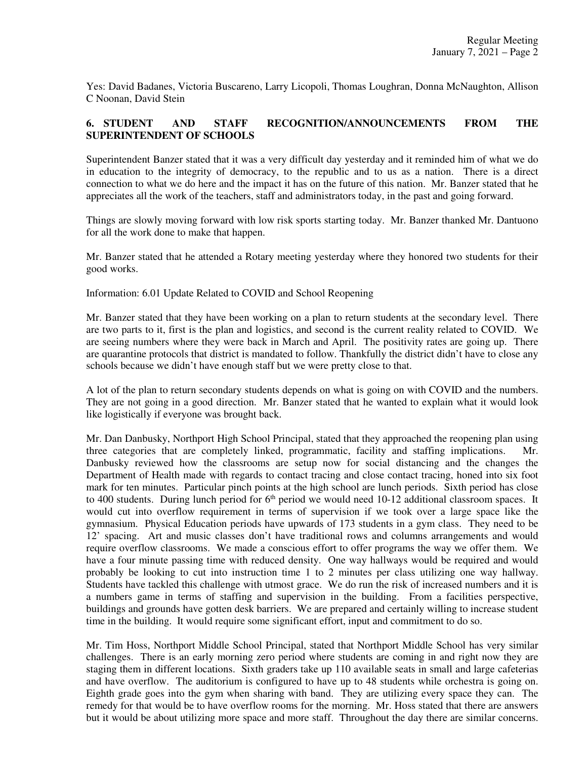Yes: David Badanes, Victoria Buscareno, Larry Licopoli, Thomas Loughran, Donna McNaughton, Allison C Noonan, David Stein

## 6. STUDENT AND STAFF RECOGNITION/ANNOUNCEMENTS FROM THE SUPERINTENDENT OF SCHOOLS

Superintendent Banzer stated that it was a very difficult day yesterday and it reminded him of what we do in education to the integrity of democracy, to the republic and to us as a nation. There is a direct connection to what we do here and the impact it has on the future of this nation. Mr. Banzer stated that he appreciates all the work of the teachers, staff and administrators today, in the past and going forward.

Things are slowly moving forward with low risk sports starting today. Mr. Banzer thanked Mr. Dantuono for all the work done to make that happen.

Mr. Banzer stated that he attended a Rotary meeting yesterday where they honored two students for their good works.

Information: 6.01 Update Related to COVID and School Reopening

Mr. Banzer stated that they have been working on a plan to return students at the secondary level. There are two parts to it, first is the plan and logistics, and second is the current reality related to COVID. We are seeing numbers where they were back in March and April. The positivity rates are going up. There are quarantine protocols that district is mandated to follow. Thankfully the district didn't have to close any schools because we didn't have enough staff but we were pretty close to that.

A lot of the plan to return secondary students depends on what is going on with COVID and the numbers. They are not going in a good direction. Mr. Banzer stated that he wanted to explain what it would look like logistically if everyone was brought back.

Mr. Dan Danbusky, Northport High School Principal, stated that they approached the reopening plan using three categories that are completely linked, programmatic, facility and staffing implications. Mr. Danbusky reviewed how the classrooms are setup now for social distancing and the changes the Department of Health made with regards to contact tracing and close contact tracing, honed into six foot mark for ten minutes. Particular pinch points at the high school are lunch periods. Sixth period has close to 400 students. During lunch period for 6th period we would need 10-12 additional classroom spaces. It would cut into overflow requirement in terms of supervision if we took over a large space like the gymnasium. Physical Education periods have upwards of 173 students in a gym class. They need to be 12' spacing. Art and music classes don't have traditional rows and columns arrangements and would require overflow classrooms. We made a conscious effort to offer programs the way we offer them. We have a four minute passing time with reduced density. One way hallways would be required and would probably be looking to cut into instruction time 1 to 2 minutes per class utilizing one way hallway. Students have tackled this challenge with utmost grace. We do run the risk of increased numbers and it is a numbers game in terms of staffing and supervision in the building. From a facilities perspective, buildings and grounds have gotten desk barriers. We are prepared and certainly willing to increase student time in the building. It would require some significant effort, input and commitment to do so.

Mr. Tim Hoss, Northport Middle School Principal, stated that Northport Middle School has very similar challenges. There is an early morning zero period where students are coming in and right now they are staging them in different locations. Sixth graders take up 110 available seats in small and large cafeterias and have overflow. The auditorium is configured to have up to 48 students while orchestra is going on. Eighth grade goes into the gym when sharing with band. They are utilizing every space they can. The remedy for that would be to have overflow rooms for the morning. Mr. Hoss stated that there are answers but it would be about utilizing more space and more staff. Throughout the day there are similar concerns.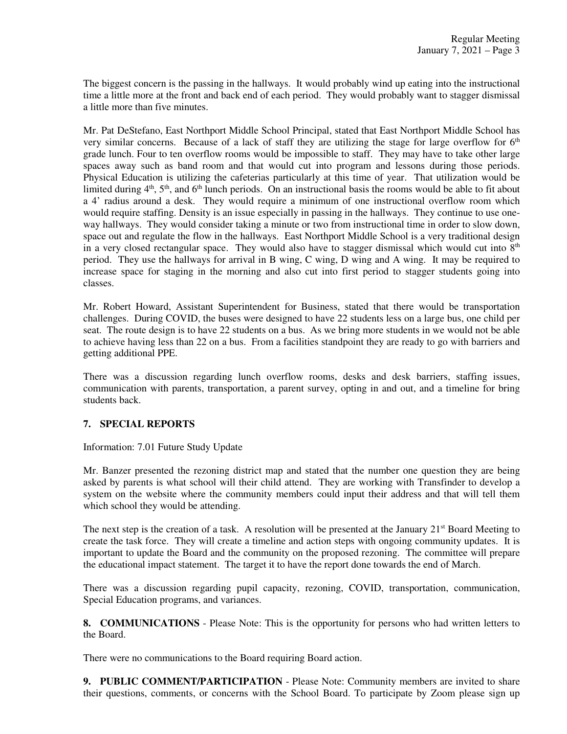The biggest concern is the passing in the hallways. It would probably wind up eating into the instructional time a little more at the front and back end of each period. They would probably want to stagger dismissal a little more than five minutes.

Mr. Pat DeStefano, East Northport Middle School Principal, stated that East Northport Middle School has very similar concerns. Because of a lack of staff they are utilizing the stage for large overflow for 6th grade lunch. Four to ten overflow rooms would be impossible to staff. They may have to take other large spaces away such as band room and that would cut into program and lessons during those periods. Physical Education is utilizing the cafeterias particularly at this time of year. That utilization would be limited during 4th, 5th, and 6th lunch periods. On an instructional basis the rooms would be able to fit about a 4' radius around a desk. They would require a minimum of one instructional overflow room which would require staffing. Density is an issue especially in passing in the hallways. They continue to use one-way hallways. They would consider taking a minute or two from instructional time in order to slow down, space out and regulate the flow in the hallways. East Northport Middle School is a very traditional design in a very closed rectangular space. They would also have to stagger dismissal which would cut into 8th period. They use the hallways for arrival in B wing, C wing, D wing and A wing. It may be required to increase space for staging in the morning and also cut into first period to stagger students going into classes.

Mr. Robert Howard, Assistant Superintendent for Business, stated that there would be transportation challenges. During COVID, the buses were designed to have 22 students less on a large bus, one child per seat. The route design is to have 22 students on a bus. As we bring more students in we would not be able to achieve having less than 22 on a bus. From a facilities standpoint they are ready to go with barriers and getting additional PPE.

There was a discussion regarding lunch overflow rooms, desks and desk barriers, staffing issues, communication with parents, transportation, a parent survey, opting in and out, and a timeline for bring students back.

## 7. SPECIAL REPORTS

Information: 7.01 Future Study Update

Mr. Banzer presented the rezoning district map and stated that the number one question they are being asked by parents is what school will their child attend. They are working with Transfinder to develop a system on the website where the community members could input their address and that will tell them which school they would be attending.

The next step is the creation of a task. A resolution will be presented at the January 21st Board Meeting to create the task force. They will create a timeline and action steps with ongoing community updates. It is important to update the Board and the community on the proposed rezoning. The committee will prepare the educational impact statement. The target it to have the report done towards the end of March.

There was a discussion regarding pupil capacity, rezoning, COVID, transportation, communication, Special Education programs, and variances.

**8. COMMUNICATIONS** - Please Note: This is the opportunity for persons who had written letters to the Board.

There were no communications to the Board requiring Board action.

**9. PUBLIC COMMENT/PARTICIPATION** - Please Note: Community members are invited to share their questions, comments, or concerns with the School Board. To participate by Zoom please sign up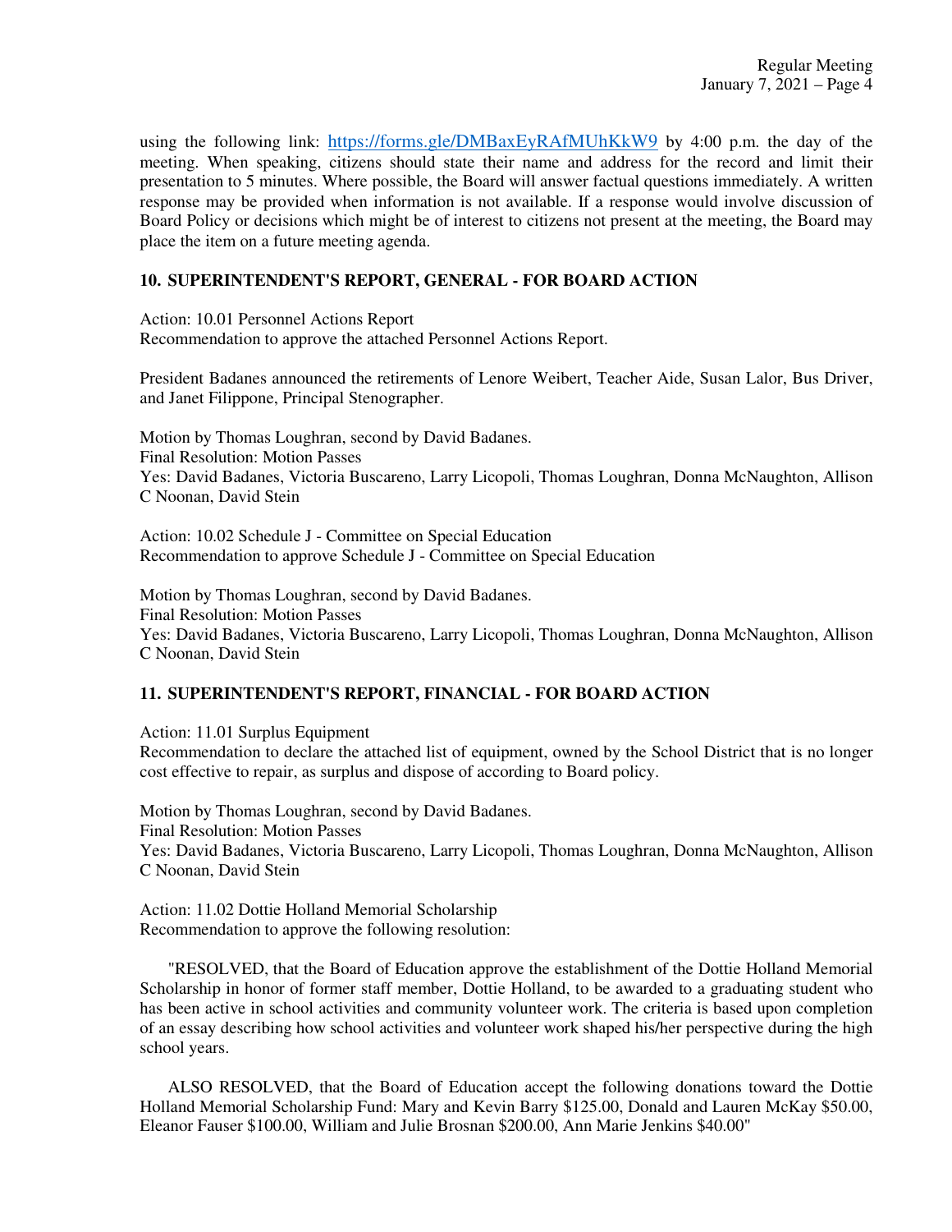using the following link: https://forms.gle/DMBaxEyRAfMUhKkW9 by 4:00 p.m. the day of the meeting. When speaking, citizens should state their name and address for the record and limit their presentation to 5 minutes. Where possible, the Board will answer factual questions immediately. A written response may be provided when information is not available. If a response would involve discussion of Board Policy or decisions which might be of interest to citizens not present at the meeting, the Board may place the item on a future meeting agenda.

## 10. SUPERINTENDENT'S REPORT, GENERAL - FOR BOARD ACTION

Action: 10.01 Personnel Actions Report
Recommendation to approve the attached Personnel Actions Report.

President Badanes announced the retirements of Lenore Weibert, Teacher Aide, Susan Lalor, Bus Driver, and Janet Filippone, Principal Stenographer.

Motion by Thomas Loughran, second by David Badanes.
Final Resolution: Motion Passes
Yes: David Badanes, Victoria Buscareno, Larry Licopoli, Thomas Loughran, Donna McNaughton, Allison C Noonan, David Stein

Action: 10.02 Schedule J - Committee on Special Education
Recommendation to approve Schedule J - Committee on Special Education

Motion by Thomas Loughran, second by David Badanes.
Final Resolution: Motion Passes
Yes: David Badanes, Victoria Buscareno, Larry Licopoli, Thomas Loughran, Donna McNaughton, Allison C Noonan, David Stein

## 11. SUPERINTENDENT'S REPORT, FINANCIAL - FOR BOARD ACTION

Action: 11.01 Surplus Equipment
Recommendation to declare the attached list of equipment, owned by the School District that is no longer cost effective to repair, as surplus and dispose of according to Board policy.

Motion by Thomas Loughran, second by David Badanes.
Final Resolution: Motion Passes
Yes: David Badanes, Victoria Buscareno, Larry Licopoli, Thomas Loughran, Donna McNaughton, Allison C Noonan, David Stein

Action: 11.02 Dottie Holland Memorial Scholarship
Recommendation to approve the following resolution:

"RESOLVED, that the Board of Education approve the establishment of the Dottie Holland Memorial Scholarship in honor of former staff member, Dottie Holland, to be awarded to a graduating student who has been active in school activities and community volunteer work. The criteria is based upon completion of an essay describing how school activities and volunteer work shaped his/her perspective during the high school years.

ALSO RESOLVED, that the Board of Education accept the following donations toward the Dottie Holland Memorial Scholarship Fund: Mary and Kevin Barry $125.00, Donald and Lauren McKay $50.00, Eleanor Fauser $100.00, William and Julie Brosnan $200.00, Ann Marie Jenkins $40.00"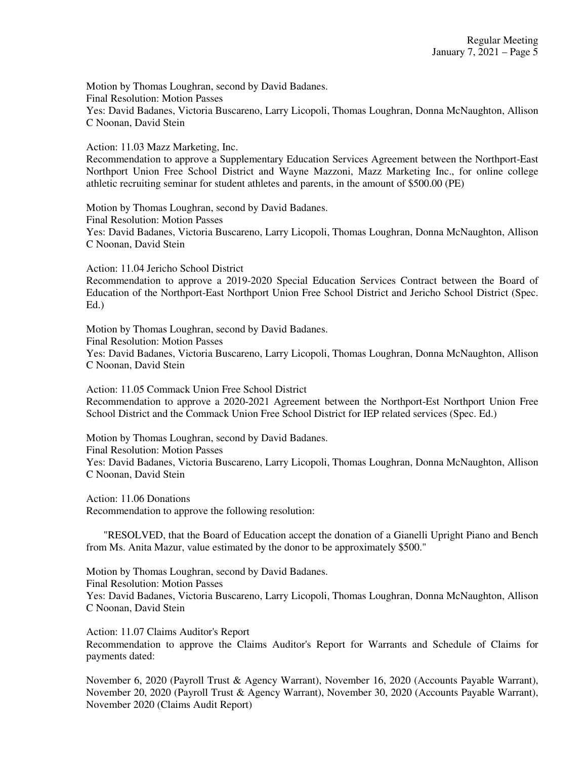Motion by Thomas Loughran, second by David Badanes.
Final Resolution: Motion Passes
Yes: David Badanes, Victoria Buscareno, Larry Licopoli, Thomas Loughran, Donna McNaughton, Allison C Noonan, David Stein

Action: 11.03 Mazz Marketing, Inc.
Recommendation to approve a Supplementary Education Services Agreement between the Northport-East Northport Union Free School District and Wayne Mazzoni, Mazz Marketing Inc., for online college athletic recruiting seminar for student athletes and parents, in the amount of $500.00 (PE)

Motion by Thomas Loughran, second by David Badanes.
Final Resolution: Motion Passes
Yes: David Badanes, Victoria Buscareno, Larry Licopoli, Thomas Loughran, Donna McNaughton, Allison C Noonan, David Stein

Action: 11.04 Jericho School District
Recommendation to approve a 2019-2020 Special Education Services Contract between the Board of Education of the Northport-East Northport Union Free School District and Jericho School District (Spec. Ed.)

Motion by Thomas Loughran, second by David Badanes.
Final Resolution: Motion Passes
Yes: David Badanes, Victoria Buscareno, Larry Licopoli, Thomas Loughran, Donna McNaughton, Allison C Noonan, David Stein

Action: 11.05 Commack Union Free School District
Recommendation to approve a 2020-2021 Agreement between the Northport-Est Northport Union Free School District and the Commack Union Free School District for IEP related services (Spec. Ed.)

Motion by Thomas Loughran, second by David Badanes.
Final Resolution: Motion Passes
Yes: David Badanes, Victoria Buscareno, Larry Licopoli, Thomas Loughran, Donna McNaughton, Allison C Noonan, David Stein

Action: 11.06 Donations
Recommendation to approve the following resolution:

"RESOLVED, that the Board of Education accept the donation of a Gianelli Upright Piano and Bench from Ms. Anita Mazur, value estimated by the donor to be approximately $500."

Motion by Thomas Loughran, second by David Badanes.
Final Resolution: Motion Passes
Yes: David Badanes, Victoria Buscareno, Larry Licopoli, Thomas Loughran, Donna McNaughton, Allison C Noonan, David Stein

Action: 11.07 Claims Auditor's Report
Recommendation to approve the Claims Auditor's Report for Warrants and Schedule of Claims for payments dated:

November 6, 2020 (Payroll Trust & Agency Warrant), November 16, 2020 (Accounts Payable Warrant), November 20, 2020 (Payroll Trust & Agency Warrant), November 30, 2020 (Accounts Payable Warrant), November 2020 (Claims Audit Report)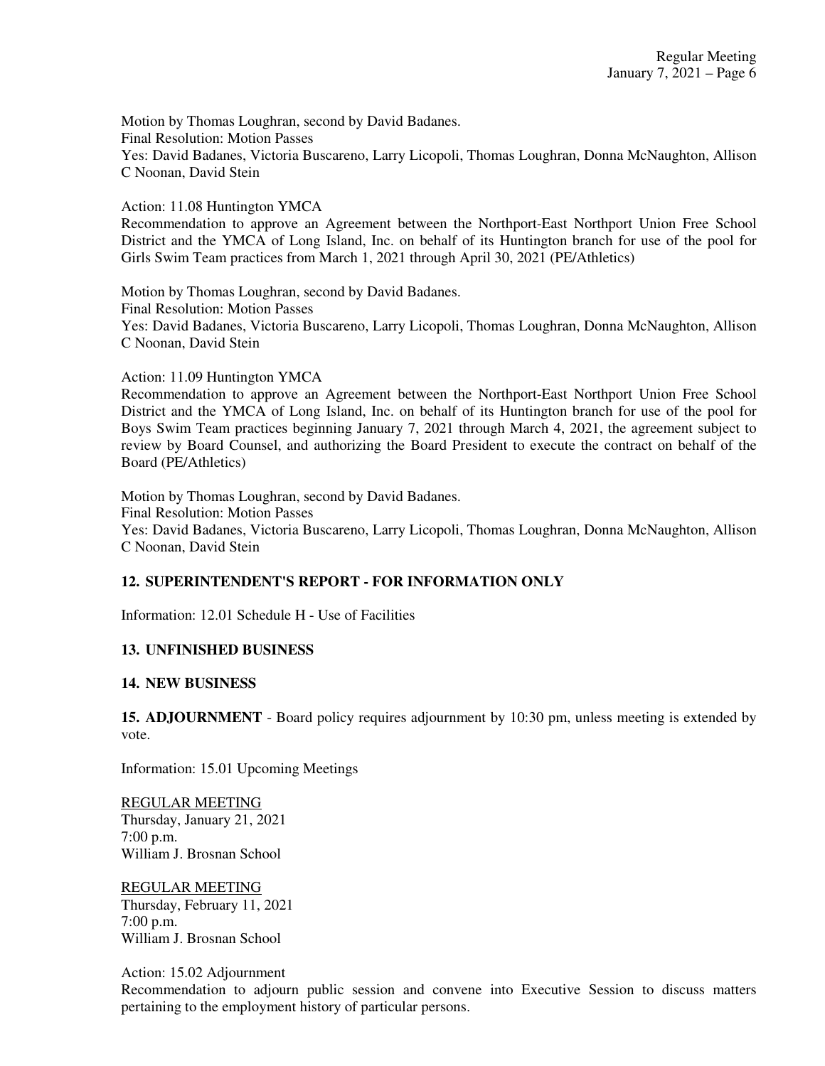Motion by Thomas Loughran, second by David Badanes.
Final Resolution: Motion Passes
Yes: David Badanes, Victoria Buscareno, Larry Licopoli, Thomas Loughran, Donna McNaughton, Allison C Noonan, David Stein

Action: 11.08 Huntington YMCA
Recommendation to approve an Agreement between the Northport-East Northport Union Free School District and the YMCA of Long Island, Inc. on behalf of its Huntington branch for use of the pool for Girls Swim Team practices from March 1, 2021 through April 30, 2021 (PE/Athletics)

Motion by Thomas Loughran, second by David Badanes.
Final Resolution: Motion Passes
Yes: David Badanes, Victoria Buscareno, Larry Licopoli, Thomas Loughran, Donna McNaughton, Allison C Noonan, David Stein

Action: 11.09 Huntington YMCA
Recommendation to approve an Agreement between the Northport-East Northport Union Free School District and the YMCA of Long Island, Inc. on behalf of its Huntington branch for use of the pool for Boys Swim Team practices beginning January 7, 2021 through March 4, 2021, the agreement subject to review by Board Counsel, and authorizing the Board President to execute the contract on behalf of the Board (PE/Athletics)

Motion by Thomas Loughran, second by David Badanes.
Final Resolution: Motion Passes
Yes: David Badanes, Victoria Buscareno, Larry Licopoli, Thomas Loughran, Donna McNaughton, Allison C Noonan, David Stein

**12. SUPERINTENDENT'S REPORT - FOR INFORMATION ONLY**

Information: 12.01 Schedule H - Use of Facilities

**13. UNFINISHED BUSINESS**

**14. NEW BUSINESS**

**15. ADJOURNMENT** - Board policy requires adjournment by 10:30 pm, unless meeting is extended by vote.

Information: 15.01 Upcoming Meetings

REGULAR MEETING
Thursday, January 21, 2021
7:00 p.m.
William J. Brosnan School

REGULAR MEETING
Thursday, February 11, 2021
7:00 p.m.
William J. Brosnan School

Action: 15.02 Adjournment
Recommendation to adjourn public session and convene into Executive Session to discuss matters pertaining to the employment history of particular persons.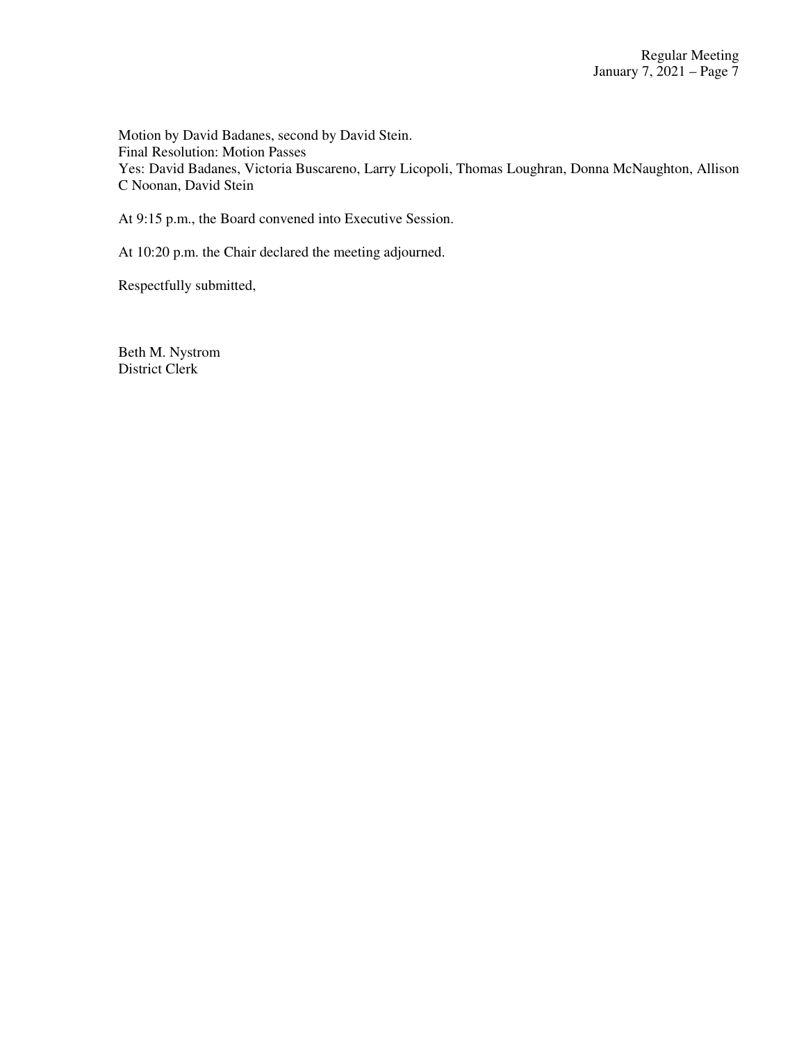Motion by David Badanes, second by David Stein.
Final Resolution: Motion Passes
Yes: David Badanes, Victoria Buscareno, Larry Licopoli, Thomas Loughran, Donna McNaughton, Allison C Noonan, David Stein

At 9:15 p.m., the Board convened into Executive Session.

At 10:20 p.m. the Chair declared the meeting adjourned.

Respectfully submitted,

Beth M. Nystrom
District Clerk